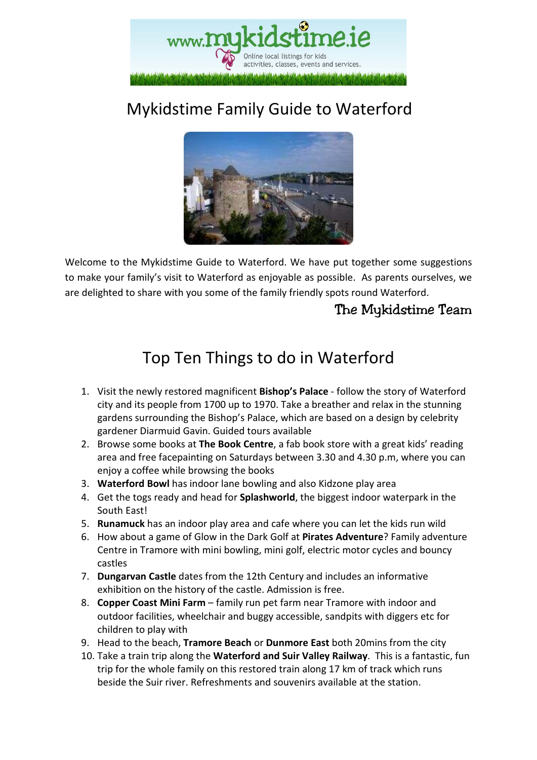# Mykidstime Family Guide to Waterford

Welcome to the Mykidstime Guide to Waterford. We have put together some suggestions to make your family's visit to Waterford as enjoyable as possible. As parents ourselves, we are delighted to share with you some of the family friendly spots round Waterford.

The Mykidstime Team

## Top Ten Things to do in Waterford

1. Visit the newly restored magnificent **Bishop's Palace** - follow the story of Waterford city and its people from 1700 up to 1970. Take a breather and relax in the stunning gardens surrounding the Bishop's Palace, which are based on a design by celebrity gardener Diarmuid Gavin. Guided tours available
2. Browse some books at **The Book Centre**, a fab book store with a great kids' reading area and free facepainting on Saturdays between 3.30 and 4.30 p.m, where you can enjoy a coffee while browsing the books
3. **Waterford Bowl** has indoor lane bowling and also Kidzone play area
4. Get the togs ready and head for **Splashworld**, the biggest indoor waterpark in the South East!
5. **Runamuck** has an indoor play area and cafe where you can let the kids run wild
6. How about a game of Glow in the Dark Golf at **Pirates Adventure**? Family adventure Centre in Tramore with mini bowling, mini golf, electric motor cycles and bouncy castles
7. **Dungarvan Castle** dates from the 12th Century and includes an informative exhibition on the history of the castle. Admission is free.
8. **Copper Coast Mini Farm** – family run pet farm near Tramore with indoor and outdoor facilities, wheelchair and buggy accessible, sandpits with diggers etc for children to play with
9. Head to the beach, **Tramore Beach** or **Dunmore East** both 20mins from the city
10. Take a train trip along the **Waterford and Suir Valley Railway**. This is a fantastic, fun trip for the whole family on this restored train along 17 km of track which runs beside the Suir river. Refreshments and souvenirs available at the station.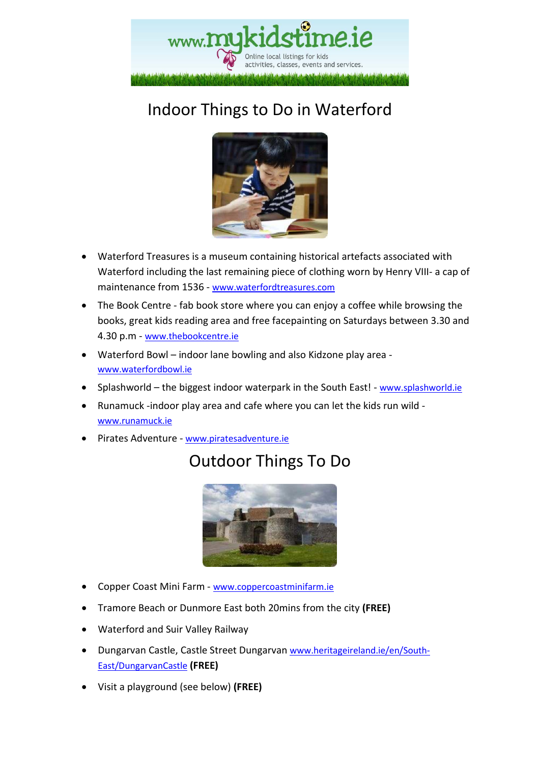# Indoor Things to Do in Waterford

- Waterford Treasures is a museum containing historical artefacts associated with Waterford including the last remaining piece of clothing worn by Henry VIII- a cap of maintenance from 1536 - www.waterfordtreasures.com
- The Book Centre - fab book store where you can enjoy a coffee while browsing the books, great kids reading area and free facepainting on Saturdays between 3.30 and 4.30 p.m - www.thebookcentre.ie
- Waterford Bowl – indoor lane bowling and also Kidzone play area - www.waterfordbowl.ie
- Splashworld – the biggest indoor waterpark in the South East! - www.splashworld.ie
- Runamuck -indoor play area and cafe where you can let the kids run wild - www.runamuck.ie
- Pirates Adventure - www.piratesadventure.ie

# Outdoor Things To Do

- Copper Coast Mini Farm - www.coppercoastminifarm.ie
- Tramore Beach or Dunmore East both 20mins from the city **(FREE)**
- Waterford and Suir Valley Railway
- Dungarvan Castle, Castle Street Dungarvan www.heritageireland.ie/en/South-East/DungarvanCastle **(FREE)**
- Visit a playground (see below) **(FREE)**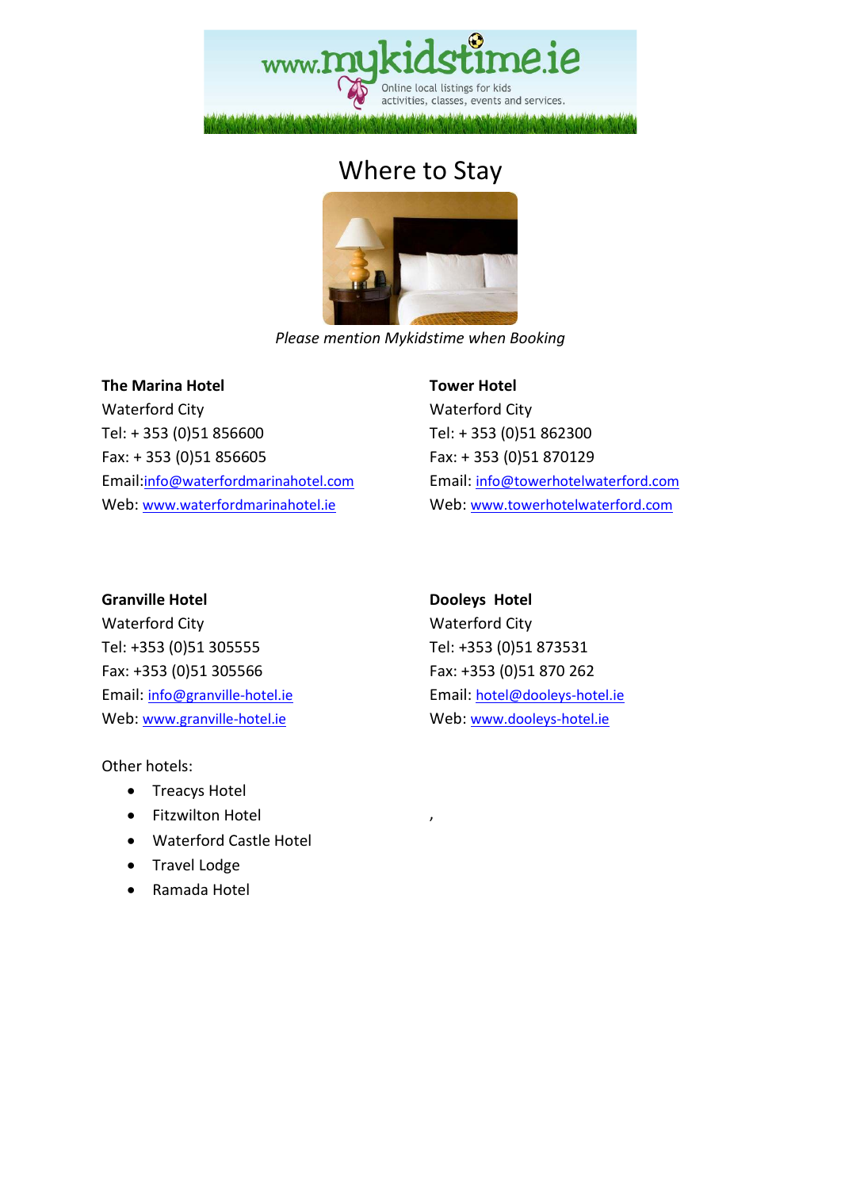# Where to Stay

*Please mention Mykidstime when Booking*

**The Marina Hotel**
Waterford City
Tel: + 353 (0)51 856600
Fax: + 353 (0)51 856605
Email:info@waterfordmarinahotel.com
Web: www.waterfordmarinahotel.ie

**Tower Hotel**
Waterford City
Tel: + 353 (0)51 862300
Fax: + 353 (0)51 870129
Email: info@towerhotelwaterford.com
Web: www.towerhotelwaterford.com

**Granville Hotel**
Waterford City
Tel: +353 (0)51 305555
Fax: +353 (0)51 305566
Email: info@granville-hotel.ie
Web: www.granville-hotel.ie

**Dooleys Hotel**
Waterford City
Tel: +353 (0)51 873531
Fax: +353 (0)51 870 262
Email: hotel@dooleys-hotel.ie
Web: www.dooleys-hotel.ie

Other hotels:

- Treacys Hotel
- Fitzwilton Hotel
- Waterford Castle Hotel
- Travel Lodge
- Ramada Hotel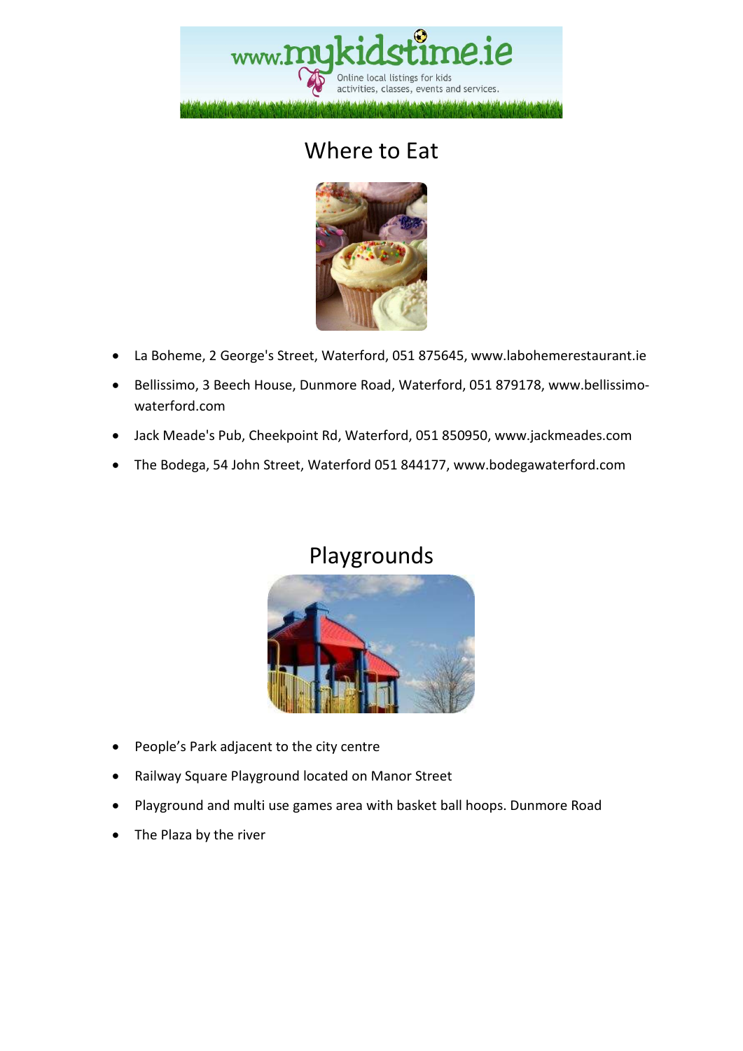## Where to Eat

- La Boheme, 2 George's Street, Waterford, 051 875645, www.labohemerestaurant.ie
- Bellissimo, 3 Beech House, Dunmore Road, Waterford, 051 879178, www.bellissimo-waterford.com
- Jack Meade's Pub, Cheekpoint Rd, Waterford, 051 850950, www.jackmeades.com
- The Bodega, 54 John Street, Waterford 051 844177, www.bodegawaterford.com

## Playgrounds

- People's Park adjacent to the city centre
- Railway Square Playground located on Manor Street
- Playground and multi use games area with basket ball hoops. Dunmore Road
- The Plaza by the river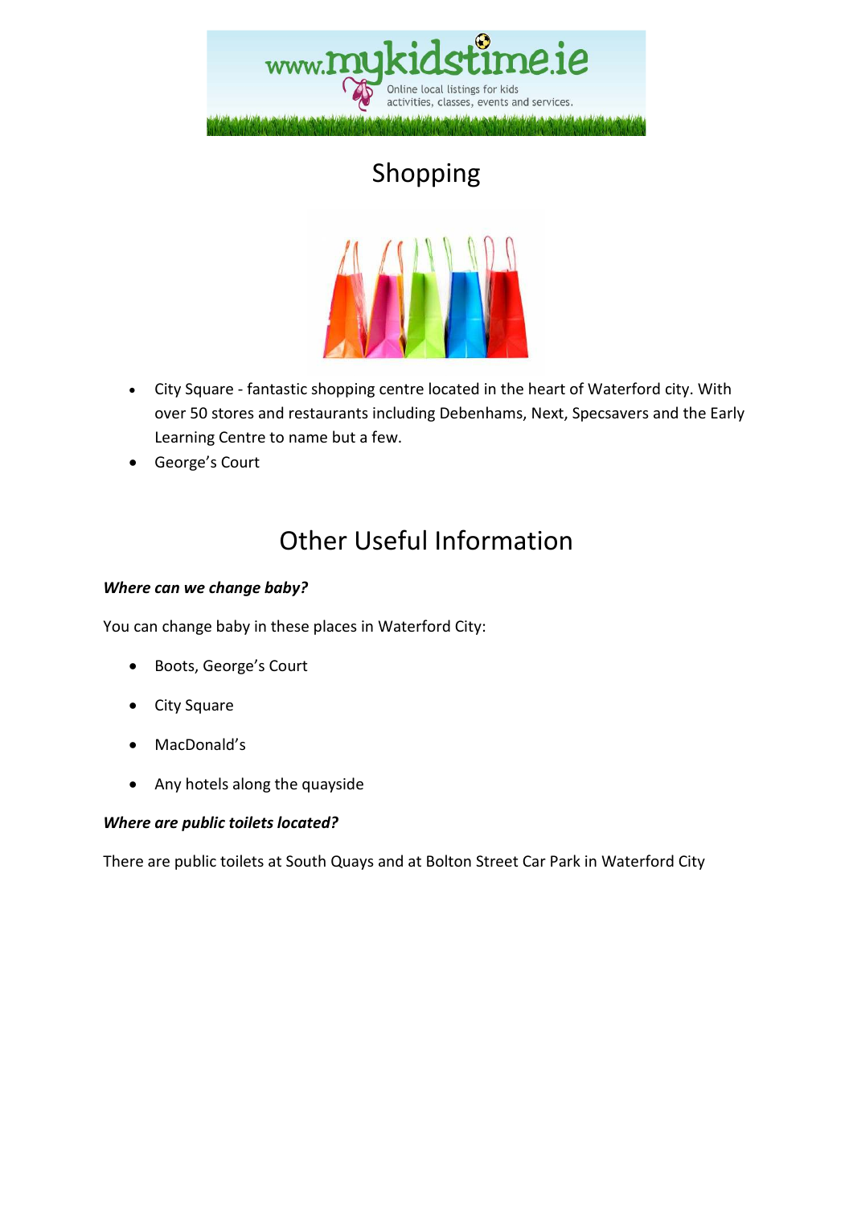# Shopping

- City Square - fantastic shopping centre located in the heart of Waterford city. With over 50 stores and restaurants including Debenhams, Next, Specsavers and the Early Learning Centre to name but a few.
- George's Court

# Other Useful Information

***Where can we change baby?***

You can change baby in these places in Waterford City:

- Boots, George's Court
- City Square
- MacDonald's
- Any hotels along the quayside

***Where are public toilets located?***

There are public toilets at South Quays and at Bolton Street Car Park in Waterford City